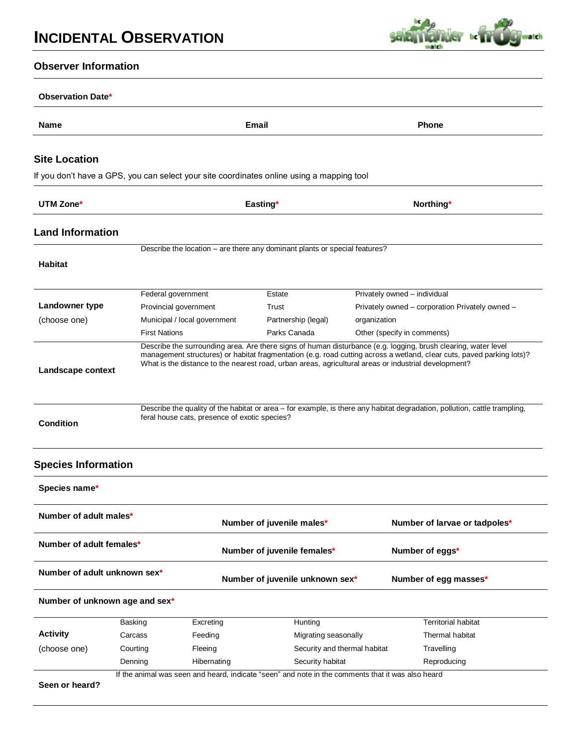# INCIDENTAL OBSERVATION

## Observer Information

**Observation Date***

| **Name** | **Email** | **Phone** |
|---|---|---|

## Site Location

If you don't have a GPS, you can select your site coordinates online using a mapping tool

| **UTM Zone*** | **Easting*** | **Northing*** |
|---|---|---|

## Land Information

| | | | |
|---|---|---|---|
| **Habitat** | Describe the location – are there any dominant plants or special features? | | |
| **Landowner type** (choose one) | Federal government<br>Provincial government<br>Municipal / local government<br>First Nations | Estate<br>Trust<br>Partnership (legal)<br>Parks Canada | Privately owned – individual<br>Privately owned – corporation Privately owned – organization<br>Other (specify in comments) |
| **Landscape context** | Describe the surrounding area. Are there signs of human disturbance (e.g. logging, brush clearing, water level management structures) or habitat fragmentation (e.g. road cutting across a wetland, clear cuts, paved parking lots)? What is the distance to the nearest road, urban areas, agricultural areas or industrial development? | | |
| **Condition** | Describe the quality of the habitat or area – for example, is there any habitat degradation, pollution, cattle trampling, feral house cats, presence of exotic species? | | |

## Species Information

**Species name***

| | | |
|---|---|---|
| **Number of adult males*** | **Number of juvenile males*** | **Number of larvae or tadpoles*** |
| **Number of adult females*** | **Number of juvenile females*** | **Number of eggs*** |
| **Number of adult unknown sex*** | **Number of juvenile unknown sex*** | **Number of egg masses*** |
| **Number of unknown age and sex*** | | |

| | | | | |
|---|---|---|---|---|
| **Activity** (choose one) | Basking<br>Carcass<br>Courting<br>Denning | Excreting<br>Feeding<br>Fleeing<br>Hibernating | Hunting<br>Migrating seasonally<br>Security and thermal habitat<br>Security habitat | Territorial habitat<br>Thermal habitat<br>Travelling<br>Reproducing |
| **Seen or heard?** | If the animal was seen and heard, indicate "seen" and note in the comments that it was also heard | | | |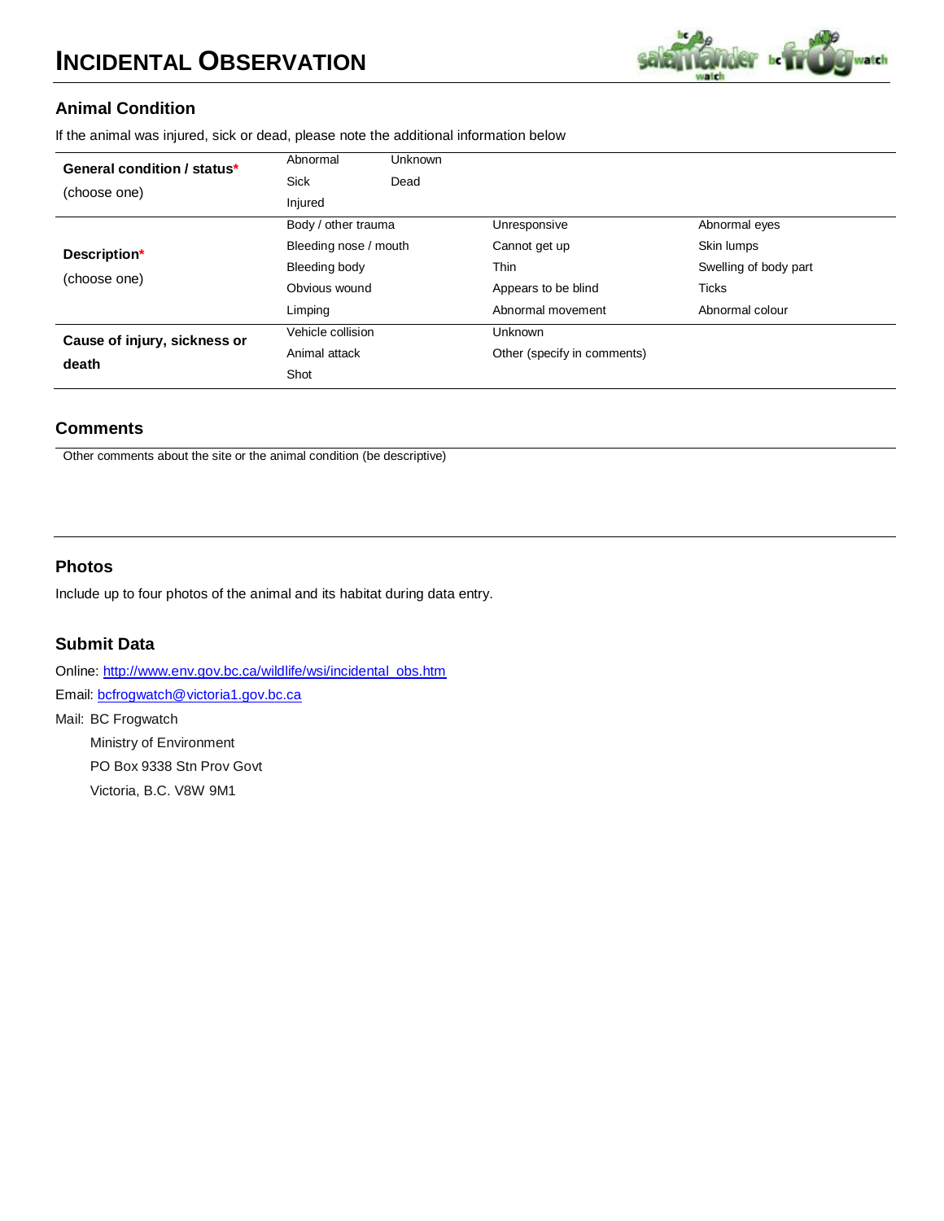# INCIDENTAL OBSERVATION

## Animal Condition

If the animal was injured, sick or dead, please note the additional information below

| | | | |
|---|---|---|---|
| **General condition / status*** (choose one) | Abnormal | Unknown | |
| | Sick | Dead | |
| | Injured | | |
| **Description*** (choose one) | Body / other trauma | Unresponsive | Abnormal eyes |
| | Bleeding nose / mouth | Cannot get up | Skin lumps |
| | Bleeding body | Thin | Swelling of body part |
| | Obvious wound | Appears to be blind | Ticks |
| | Limping | Abnormal movement | Abnormal colour |
| **Cause of injury, sickness or death** | Vehicle collision | Unknown | |
| | Animal attack | Other (specify in comments) | |
| | Shot | | |

## Comments

Other comments about the site or the animal condition (be descriptive)

## Photos

Include up to four photos of the animal and its habitat during data entry.

## Submit Data

Online: http://www.env.gov.bc.ca/wildlife/wsi/incidental_obs.htm

Email: bcfrogwatch@victoria1.gov.bc.ca

Mail: BC Frogwatch
Ministry of Environment
PO Box 9338 Stn Prov Govt
Victoria, B.C. V8W 9M1